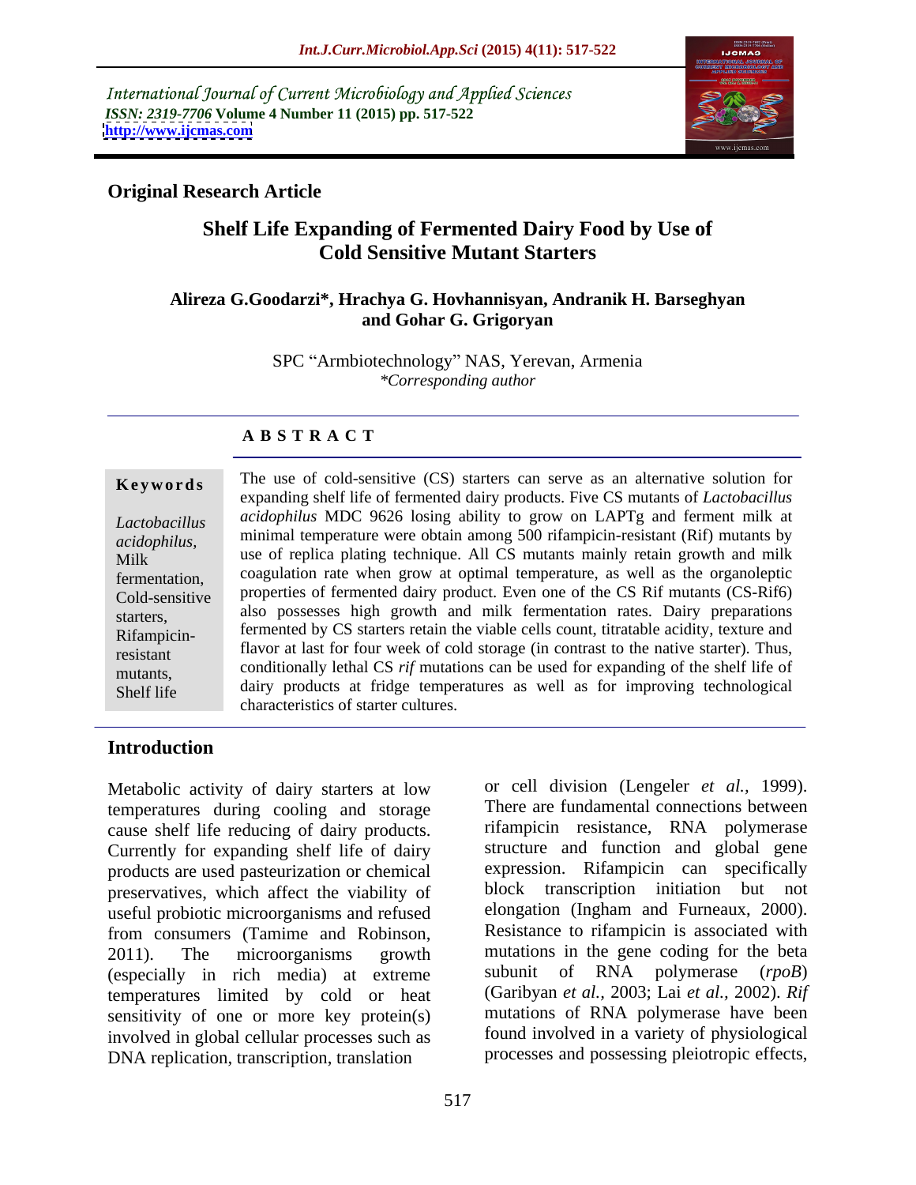International Journal of Current Microbiology and Applied Sciences
*ISSN: 2319-7706* **Volume 4 Number 11 (2015) pp. 517-522**
**http://www.ijcmas.com**

**Original Research Article**

# Shelf Life Expanding of Fermented Dairy Food by Use of Cold Sensitive Mutant Starters

**Alireza G.Goodarzi\*, Hrachya G. Hovhannisyan, Andranik H. Barseghyan and Gohar G. Grigoryan**

SPC "Armbiotechnology" NAS, Yerevan, Armenia
*\*Corresponding author*

## ABSTRACT

**Keywords**

*Lactobacillus acidophilus*, Milk fermentation, Cold-sensitive starters, Rifampicin-resistant mutants, Shelf life

The use of cold-sensitive (CS) starters can serve as an alternative solution for expanding shelf life of fermented dairy products. Five CS mutants of *Lactobacillus acidophilus* MDC 9626 losing ability to grow on LAPTg and ferment milk at minimal temperature were obtain among 500 rifampicin-resistant (Rif) mutants by use of replica plating technique. All CS mutants mainly retain growth and milk coagulation rate when grow at optimal temperature, as well as the organoleptic properties of fermented dairy product. Even one of the CS Rif mutants (CS-Rif6) also possesses high growth and milk fermentation rates. Dairy preparations fermented by CS starters retain the viable cells count, titratable acidity, texture and flavor at last for four week of cold storage (in contrast to the native starter). Thus, conditionally lethal CS *rif* mutations can be used for expanding of the shelf life of dairy products at fridge temperatures as well as for improving technological characteristics of starter cultures.

## Introduction

Metabolic activity of dairy starters at low temperatures during cooling and storage cause shelf life reducing of dairy products. Currently for expanding shelf life of dairy products are used pasteurization or chemical preservatives, which affect the viability of useful probiotic microorganisms and refused from consumers (Tamime and Robinson, 2011). The microorganisms growth (especially in rich media) at extreme temperatures limited by cold or heat sensitivity of one or more key protein(s) involved in global cellular processes such as DNA replication, transcription, translation or cell division (Lengeler *et al.*, 1999). There are fundamental connections between rifampicin resistance, RNA polymerase structure and function and global gene expression. Rifampicin can specifically block transcription initiation but not elongation (Ingham and Furneaux, 2000). Resistance to rifampicin is associated with mutations in the gene coding for the beta subunit of RNA polymerase (*rpoB*) (Garibyan *et al.*, 2003; Lai *et al.*, 2002). *Rif* mutations of RNA polymerase have been found involved in a variety of physiological processes and possessing pleiotropic effects,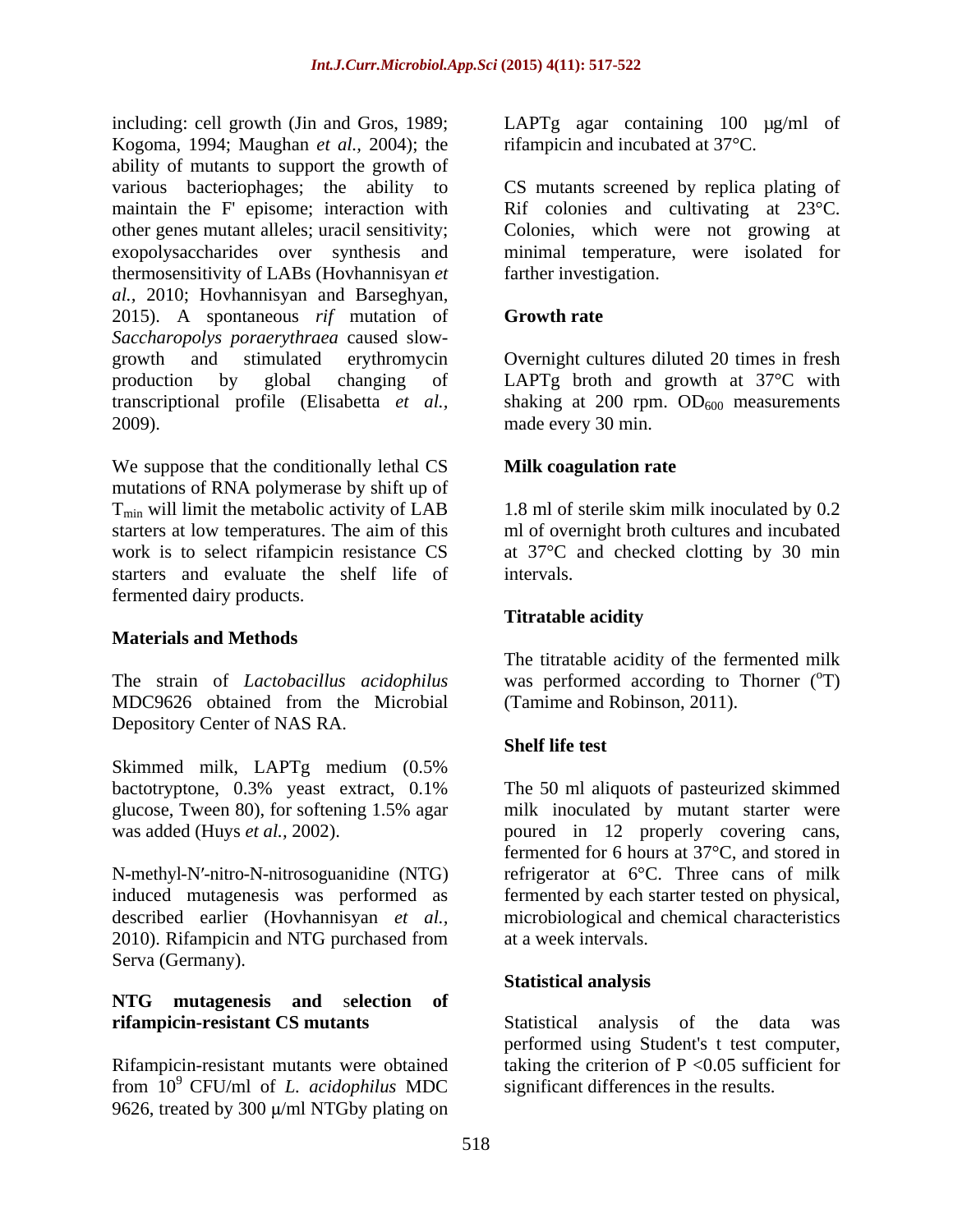including: cell growth (Jin and Gros, 1989; Kogoma, 1994; Maughan *et al.*, 2004); the ability of mutants to support the growth of various bacteriophages; the ability to maintain the F' episome; interaction with other genes mutant alleles; uracil sensitivity; exopolysaccharides over synthesis and thermosensitivity of LABs (Hovhannisyan *et al.*, 2010; Hovhannisyan and Barseghyan, 2015). A spontaneous *rif* mutation of *Saccharopolys poraerythraea* caused slow-growth and stimulated erythromycin production by global changing of transcriptional profile (Elisabetta *et al.*, 2009).

We suppose that the conditionally lethal CS mutations of RNA polymerase by shift up of $T_{min}$ will limit the metabolic activity of LAB starters at low temperatures. The aim of this work is to select rifampicin resistance CS starters and evaluate the shelf life of fermented dairy products.

## Materials and Methods

The strain of *Lactobacillus acidophilus* MDC9626 obtained from the Microbial Depository Center of NAS RA.

Skimmed milk, LAPTg medium (0.5% bactotryptone, 0.3% yeast extract, 0.1% glucose, Tween 80), for softening 1.5% agar was added (Huys *et al.*, 2002).

N-methyl-N′-nitro-N-nitrosoguanidine (NTG) induced mutagenesis was performed as described earlier (Hovhannisyan *et al.*, 2010). Rifampicin and NTG purchased from Serva (Germany).

### NTG mutagenesis and selection of rifampicin-resistant CS mutants

Rifampicin-resistant mutants were obtained from $10^9$ CFU/ml of *L. acidophilus* MDC 9626, treated by 300 μ/ml NTGby plating on LAPTg agar containing 100 μg/ml of rifampicin and incubated at 37°C.

CS mutants screened by replica plating of Rif colonies and cultivating at 23°C. Colonies, which were not growing at minimal temperature, were isolated for farther investigation.

### Growth rate

Overnight cultures diluted 20 times in fresh LAPTg broth and growth at 37°C with shaking at 200 rpm. $OD_{600}$ measurements made every 30 min.

### Milk coagulation rate

1.8 ml of sterile skim milk inoculated by 0.2 ml of overnight broth cultures and incubated at 37°C and checked clotting by 30 min intervals.

### Titratable acidity

The titratable acidity of the fermented milk was performed according to Thorner (°T) (Tamime and Robinson, 2011).

### Shelf life test

The 50 ml aliquots of pasteurized skimmed milk inoculated by mutant starter were poured in 12 properly covering cans, fermented for 6 hours at 37°C, and stored in refrigerator at 6°C. Three cans of milk fermented by each starter tested on physical, microbiological and chemical characteristics at a week intervals.

### Statistical analysis

Statistical analysis of the data was performed using Student's t test computer, taking the criterion of $P < 0.05$ sufficient for significant differences in the results.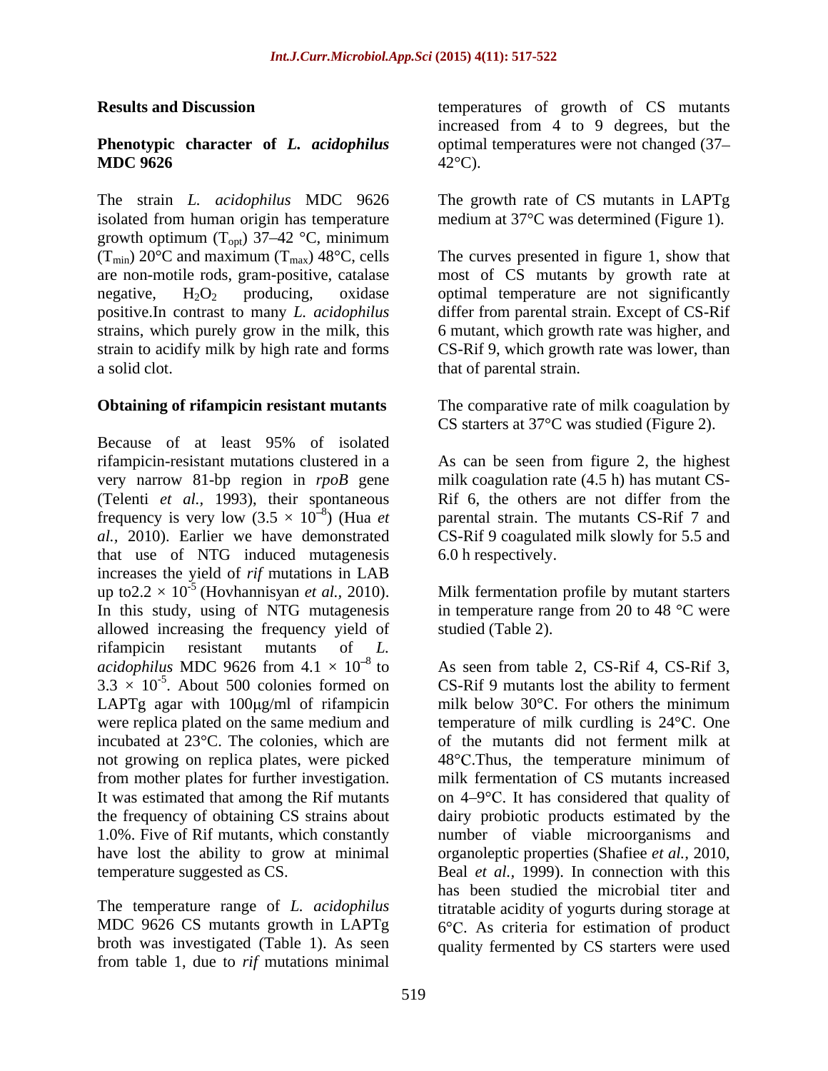## Results and Discussion

### Phenotypic character of *L. acidophilus* MDC 9626

The strain *L. acidophilus* MDC 9626 isolated from human origin has temperature growth optimum ($T_{opt}$) 37–42 °C, minimum ($T_{min}$) 20°C and maximum ($T_{max}$) 48°C, cells are non-motile rods, gram-positive, catalase negative, $H_2O_2$ producing, oxidase positive.In contrast to many *L. acidophilus* strains, which purely grow in the milk, this strain to acidify milk by high rate and forms a solid clot.

### Obtaining of rifampicin resistant mutants

Because of at least 95% of isolated rifampicin-resistant mutations clustered in a very narrow 81-bp region in *rpoB* gene (Telenti *et al.,* 1993), their spontaneous frequency is very low ($3.5 \times 10^{-8}$) (Hua *et al.*, 2010). Earlier we have demonstrated that use of NTG induced mutagenesis increases the yield of *rif* mutations in LAB up to$2.2 \times 10^{-5}$ (Hovhannisyan *et al.,* 2010). In this study, using of NTG mutagenesis allowed increasing the frequency yield of rifampicin resistant mutants of *L. acidophilus* MDC 9626 from $4.1 \times 10^{-8}$ to $3.3 \times 10^{-5}$. About 500 colonies formed on LAPTg agar with 100μg/ml of rifampicin were replica plated on the same medium and incubated at 23°C. The colonies, which are not growing on replica plates, were picked from mother plates for further investigation. It was estimated that among the Rif mutants the frequency of obtaining CS strains about 1.0%. Five of Rif mutants, which constantly have lost the ability to grow at minimal temperature suggested as CS.

The temperature range of *L. acidophilus* MDC 9626 CS mutants growth in LAPTg broth was investigated (Table 1). As seen from table 1, due to *rif* mutations minimal temperatures of growth of CS mutants increased from 4 to 9 degrees, but the optimal temperatures were not changed (37–42°C).

The growth rate of CS mutants in LAPTg medium at 37°C was determined (Figure 1).

The curves presented in figure 1, show that most of CS mutants by growth rate at optimal temperature are not significantly differ from parental strain. Except of CS-Rif 6 mutant, which growth rate was higher, and CS-Rif 9, which growth rate was lower, than that of parental strain.

The comparative rate of milk coagulation by CS starters at 37°C was studied (Figure 2).

As can be seen from figure 2, the highest milk coagulation rate (4.5 h) has mutant CS-Rif 6, the others are not differ from the parental strain. The mutants CS-Rif 7 and CS-Rif 9 coagulated milk slowly for 5.5 and 6.0 h respectively.

Milk fermentation profile by mutant starters in temperature range from 20 to 48 °C were studied (Table 2).

As seen from table 2, CS-Rif 4, CS-Rif 3, CS-Rif 9 mutants lost the ability to ferment milk below 30°C. For others the minimum temperature of milk curdling is 24°C. One of the mutants did not ferment milk at 48°C.Thus, the temperature minimum of milk fermentation of CS mutants increased on 4–9°C. It has considered that quality of dairy probiotic products estimated by the number of viable microorganisms and organoleptic properties (Shafiee *et al.*, 2010, Beal *et al.,* 1999). In connection with this has been studied the microbial titer and titratable acidity of yogurts during storage at 6°C. As criteria for estimation of product quality fermented by CS starters were used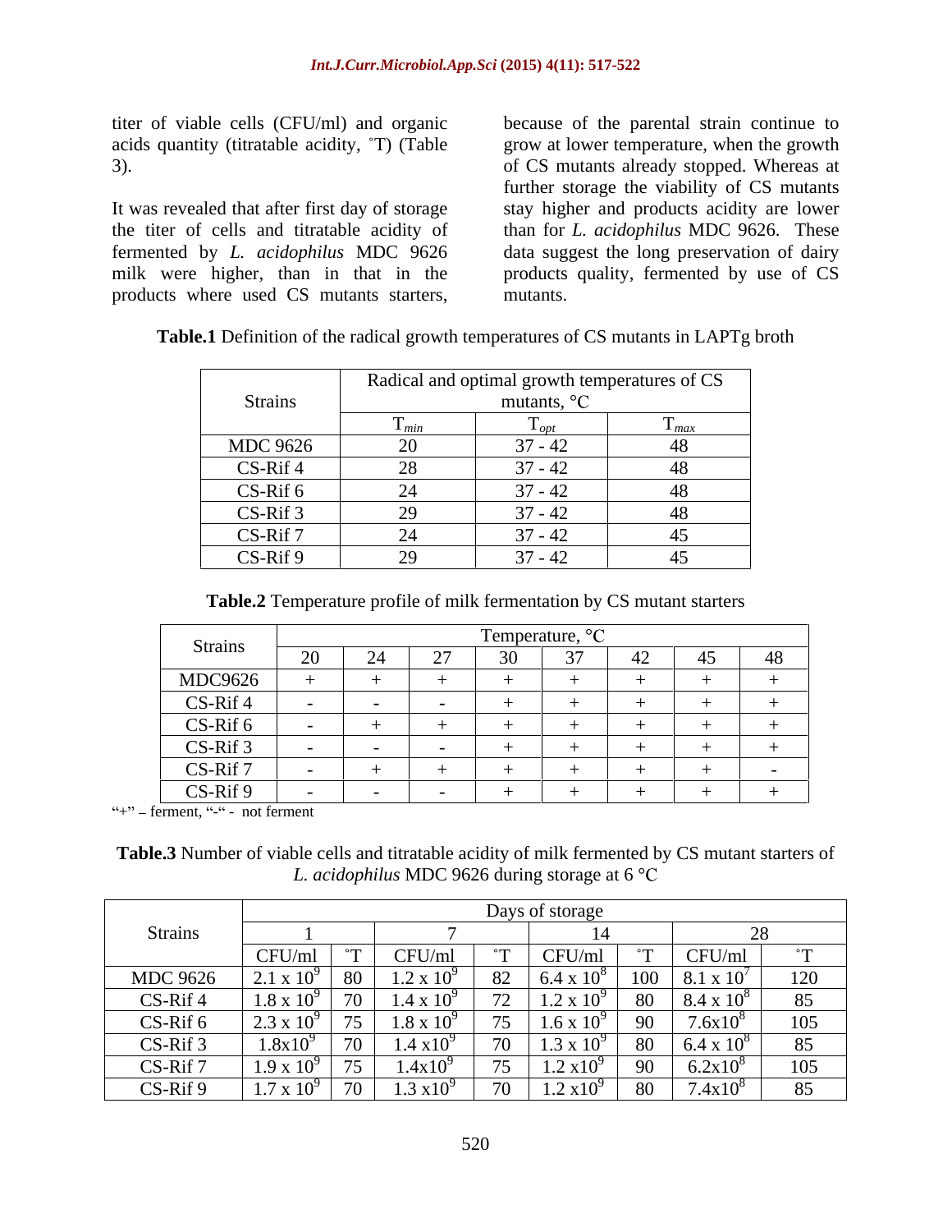titer of viable cells (CFU/ml) and organic acids quantity (titratable acidity, ˚T) (Table 3).

It was revealed that after first day of storage the titer of cells and titratable acidity of fermented by *L. acidophilus* MDC 9626 milk were higher, than in that in the products where used CS mutants starters, because of the parental strain continue to grow at lower temperature, when the growth of CS mutants already stopped. Whereas at further storage the viability of CS mutants stay higher and products acidity are lower than for *L. acidophilus* MDC 9626. These data suggest the long preservation of dairy products quality, fermented by use of CS mutants.

**Table.1** Definition of the radical growth temperatures of CS mutants in LAPTg broth

| Strains | Radical and optimal growth temperatures of CS mutants, °C | | |
|---|---|---|---|
| | $T_{min}$ | $T_{opt}$ | $T_{max}$ |
| MDC 9626 | 20 | 37 - 42 | 48 |
| CS-Rif 4 | 28 | 37 - 42 | 48 |
| CS-Rif 6 | 24 | 37 - 42 | 48 |
| CS-Rif 3 | 29 | 37 - 42 | 48 |
| CS-Rif 7 | 24 | 37 - 42 | 45 |
| CS-Rif 9 | 29 | 37 - 42 | 45 |

**Table.2** Temperature profile of milk fermentation by CS mutant starters

| Strains | Temperature, °C | | | | | | | |
|---|---|---|---|---|---|---|---|---|
| | 20 | 24 | 27 | 30 | 37 | 42 | 45 | 48 |
| MDC9626 | + | + | + | + | + | + | + | + |
| CS-Rif 4 | - | - | - | + | + | + | + | + |
| CS-Rif 6 | - | + | + | + | + | + | + | + |
| CS-Rif 3 | - | - | - | + | + | + | + | + |
| CS-Rif 7 | - | + | + | + | + | + | + | - |
| CS-Rif 9 | - | - | - | + | + | + | + | + |

"+" – ferment, "-" - not ferment

**Table.3** Number of viable cells and titratable acidity of milk fermented by CS mutant starters of *L. acidophilus* MDC 9626 during storage at 6 °C

| Strains | Days of storage | | | | | | | |
|---|---|---|---|---|---|---|---|---|
| | 1 | | 7 | | 14 | | 28 | |
| | CFU/ml | ˚T | CFU/ml | ˚T | CFU/ml | ˚T | CFU/ml | ˚T |
| MDC 9626 | $2.1 \times 10^9$ | 80 | $1.2 \times 10^9$ | 82 | $6.4 \times 10^8$ | 100 | $8.1 \times 10^7$ | 120 |
| CS-Rif 4 | $1.8 \times 10^9$ | 70 | $1.4 \times 10^9$ | 72 | $1.2 \times 10^9$ | 80 | $8.4 \times 10^8$ | 85 |
| CS-Rif 6 | $2.3 \times 10^9$ | 75 | $1.8 \times 10^9$ | 75 | $1.6 \times 10^9$ | 90 | $7.6 \times 10^8$ | 105 |
| CS-Rif 3 | $1.8 \times 10^9$ | 70 | $1.4 \times 10^9$ | 70 | $1.3 \times 10^9$ | 80 | $6.4 \times 10^8$ | 85 |
| CS-Rif 7 | $1.9 \times 10^9$ | 75 | $1.4 \times 10^9$ | 75 | $1.2 \times 10^9$ | 90 | $6.2 \times 10^8$ | 105 |
| CS-Rif 9 | $1.7 \times 10^9$ | 70 | $1.3 \times 10^9$ | 70 | $1.2 \times 10^9$ | 80 | $7.4 \times 10^8$ | 85 |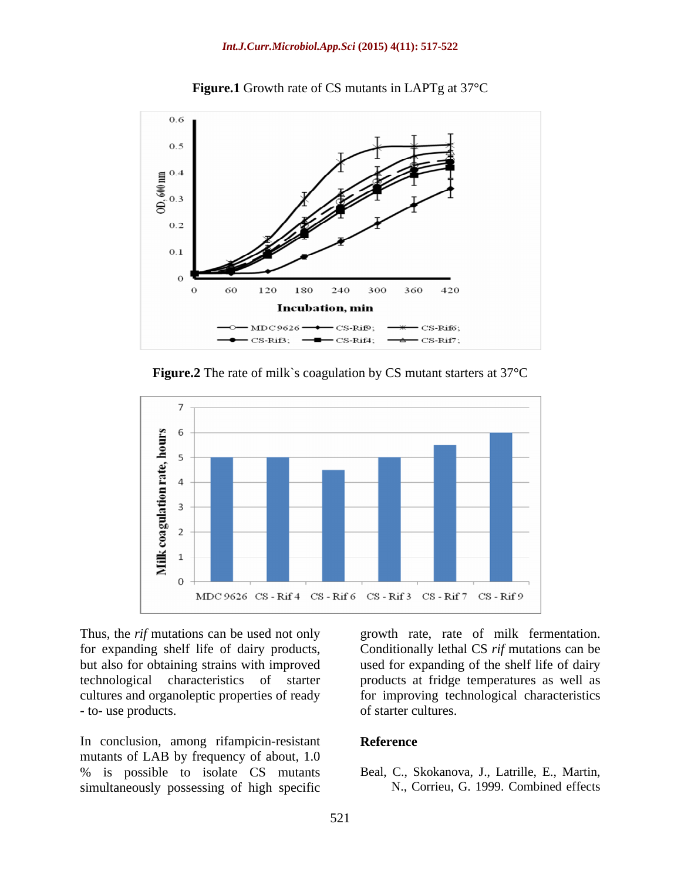**Figure.1** Growth rate of CS mutants in LAPTg at 37°C

**Figure.2** The rate of milk`s coagulation by CS mutant starters at 37°C

Thus, the *rif* mutations can be used not only for expanding shelf life of dairy products, but also for obtaining strains with improved technological characteristics of starter cultures and organoleptic properties of ready - to- use products.

In conclusion, among rifampicin-resistant mutants of LAB by frequency of about, 1.0 % is possible to isolate CS mutants simultaneously possessing of high specific growth rate, rate of milk fermentation. Conditionally lethal CS *rif* mutations can be used for expanding of the shelf life of dairy products at fridge temperatures as well as for improving technological characteristics of starter cultures.

## Reference

Beal, C., Skokanova, J., Latrille, E., Martin, N., Corrieu, G. 1999. Combined effects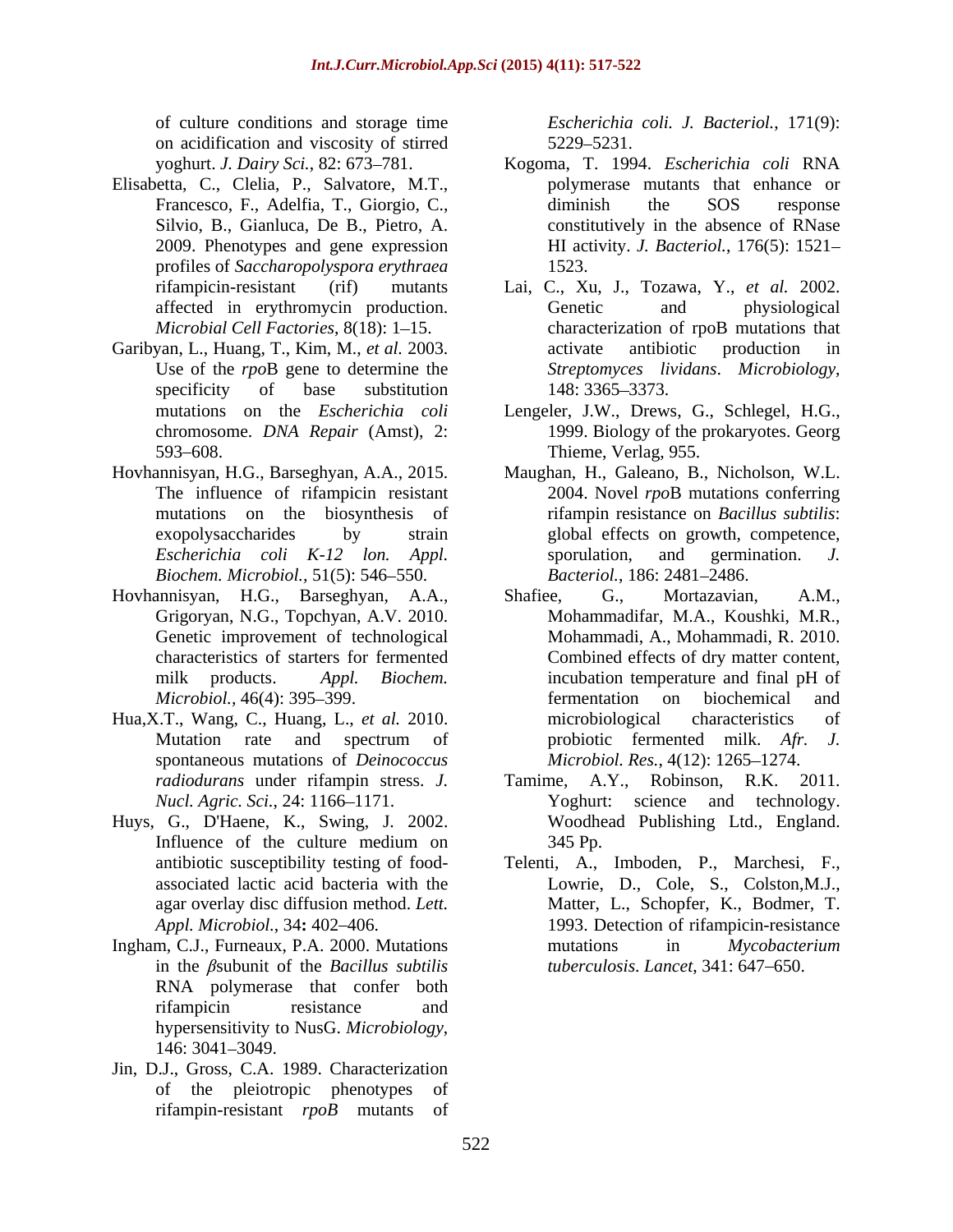of culture conditions and storage time on acidification and viscosity of stirred yoghurt. *J. Dairy Sci.*, 82: 673–781.

Elisabetta, C., Clelia, P., Salvatore, M.T., Francesco, F., Adelfia, T., Giorgio, C., Silvio, B., Gianluca, De B., Pietro, A. 2009. Phenotypes and gene expression profiles of *Saccharopolyspora erythraea* rifampicin-resistant (rif) mutants affected in erythromycin production. *Microbial Cell Factories*, 8(18): 1–15.

Garibyan, L., Huang, T., Kim, M., *et al.* 2003. Use of the *rpo*B gene to determine the specificity of base substitution mutations on the *Escherichia coli* chromosome. *DNA Repair* (Amst), 2: 593–608.

Hovhannisyan, H.G., Barseghyan, A.A., 2015. The influence of rifampicin resistant mutations on the biosynthesis of exopolysaccharides by strain *Escherichia coli K-12 lon. Appl. Biochem. Microbiol.*, 51(5): 546–550.

Hovhannisyan, H.G., Barseghyan, A.A., Grigoryan, N.G., Topchyan, A.V. 2010. Genetic improvement of technological characteristics of starters for fermented milk products. *Appl. Biochem. Microbiol.*, 46(4): 395–399.

Hua,X.T., Wang, C., Huang, L., *et al.* 2010. Mutation rate and spectrum of spontaneous mutations of *Deinococcus radiodurans* under rifampin stress. *J. Nucl. Agric. Sci.*, 24: 1166–1171.

Huys, G., D'Haene, K., Swing, J. 2002. Influence of the culture medium on antibiotic susceptibility testing of food-associated lactic acid bacteria with the agar overlay disc diffusion method. *Lett. Appl. Microbiol.*, 34**:** 402–406.

Ingham, C.J., Furneaux, P.A. 2000. Mutations in the *β*subunit of the *Bacillus subtilis* RNA polymerase that confer both rifampicin resistance and hypersensitivity to NusG. *Microbiology*, 146: 3041–3049.

Jin, D.J., Gross, C.A. 1989. Characterization of the pleiotropic phenotypes of rifampin-resistant *rpoB* mutants of *Escherichia coli. J. Bacteriol.*, 171(9): 5229–5231.

Kogoma, T. 1994. *Escherichia coli* RNA polymerase mutants that enhance or diminish the SOS response constitutively in the absence of RNase HI activity. *J. Bacteriol.*, 176(5): 1521–1523.

Lai, C., Xu, J., Tozawa, Y., *et al.* 2002. Genetic and physiological characterization of rpoB mutations that activate antibiotic production in *Streptomyces lividans*. *Microbiology*, 148: 3365–3373.

Lengeler, J.W., Drews, G., Schlegel, H.G., 1999. Biology of the prokaryotes. Georg Thieme, Verlag, 955.

Maughan, H., Galeano, B., Nicholson, W.L. 2004. Novel *rpo*B mutations conferring rifampin resistance on *Bacillus subtilis*: global effects on growth, competence, sporulation, and germination. *J. Bacteriol.*, 186: 2481–2486.

Shafiee, G., Mortazavian, A.M., Mohammadifar, M.A., Koushki, M.R., Mohammadi, A., Mohammadi, R. 2010. Combined effects of dry matter content, incubation temperature and final pH of fermentation on biochemical and microbiological characteristics of probiotic fermented milk. *Afr. J. Microbiol. Res.*, 4(12): 1265–1274.

Tamime, A.Y., Robinson, R.K. 2011. Yoghurt: science and technology. Woodhead Publishing Ltd., England. 345 Pp.

Telenti, A., Imboden, P., Marchesi, F., Lowrie, D., Cole, S., Colston,M.J., Matter, L., Schopfer, K., Bodmer, T. 1993. Detection of rifampicin-resistance mutations in *Mycobacterium tuberculosis*. *Lancet*, 341: 647–650.